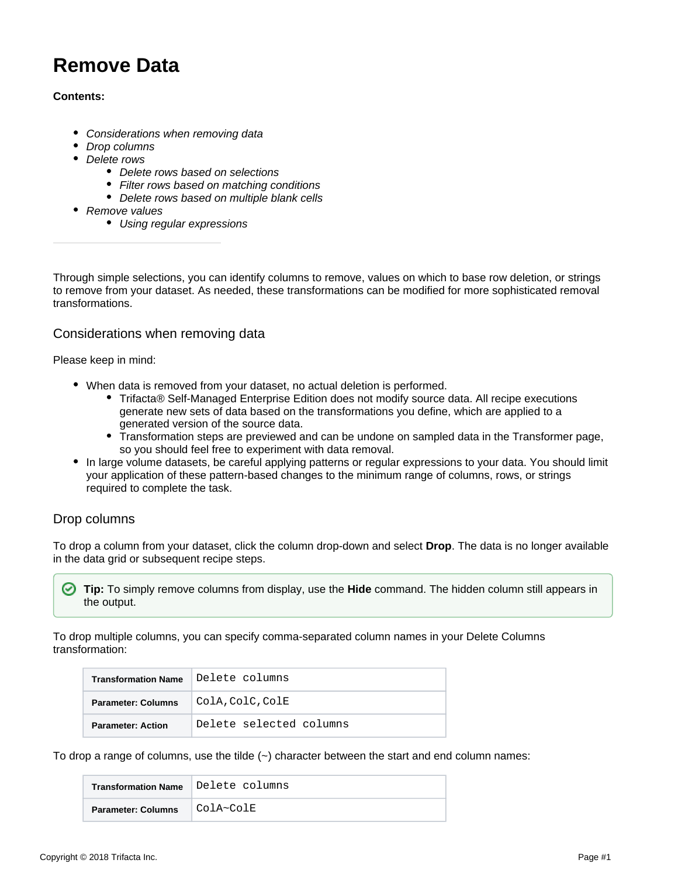# Remove Data

**Contents:**

- *Considerations when removing data*
- *Drop columns*
- *Delete rows*
  - *Delete rows based on selections*
  - *Filter rows based on matching conditions*
  - *Delete rows based on multiple blank cells*
- *Remove values*
  - *Using regular expressions*

---

Through simple selections, you can identify columns to remove, values on which to base row deletion, or strings to remove from your dataset. As needed, these transformations can be modified for more sophisticated removal transformations.

## Considerations when removing data

Please keep in mind:

- When data is removed from your dataset, no actual deletion is performed.
  - Trifacta® Self-Managed Enterprise Edition does not modify source data. All recipe executions generate new sets of data based on the transformations you define, which are applied to a generated version of the source data.
  - Transformation steps are previewed and can be undone on sampled data in the Transformer page, so you should feel free to experiment with data removal.
- In large volume datasets, be careful applying patterns or regular expressions to your data. You should limit your application of these pattern-based changes to the minimum range of columns, rows, or strings required to complete the task.

## Drop columns

To drop a column from your dataset, click the column drop-down and select **Drop**. The data is no longer available in the data grid or subsequent recipe steps.

> **Tip:** To simply remove columns from display, use the **Hide** command. The hidden column still appears in the output.

To drop multiple columns, you can specify comma-separated column names in your Delete Columns transformation:

| | |
|---|---|
| **Transformation Name** | `Delete columns` |
| **Parameter: Columns** | `ColA,ColC,ColE` |
| **Parameter: Action** | `Delete selected columns` |

To drop a range of columns, use the tilde (~) character between the start and end column names:

| | |
|---|---|
| **Transformation Name** | `Delete columns` |
| **Parameter: Columns** | `ColA~ColE` |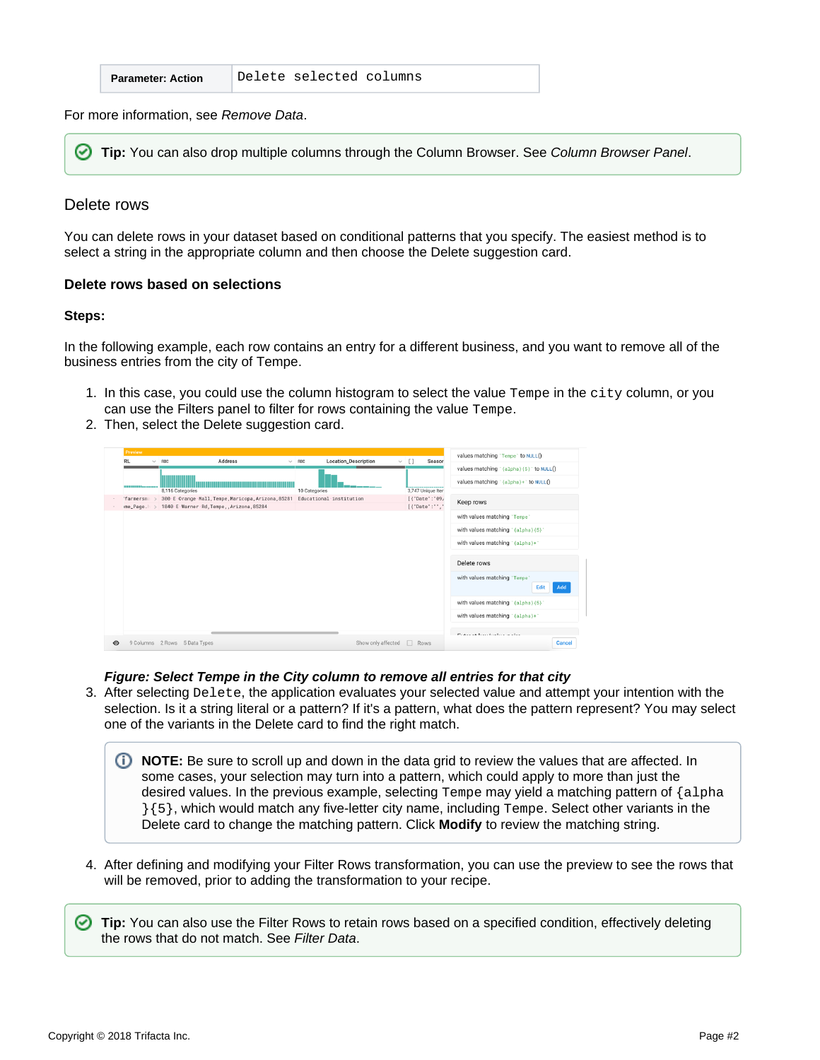| Parameter: Action | Delete selected columns |
| --- | --- |

For more information, see *Remove Data*.

**Tip:** You can also drop multiple columns through the Column Browser. See *Column Browser Panel*.

## Delete rows

You can delete rows in your dataset based on conditional patterns that you specify. The easiest method is to select a string in the appropriate column and then choose the Delete suggestion card.

### Delete rows based on selections

**Steps:**

In the following example, each row contains an entry for a different business, and you want to remove all of the business entries from the city of Tempe.

1. In this case, you could use the column histogram to select the value `Tempe` in the `city` column, or you can use the Filters panel to filter for rows containing the value `Tempe`.
2. Then, select the Delete suggestion card.

   ***Figure: Select Tempe in the City column to remove all entries for that city***
3. After selecting `Delete`, the application evaluates your selected value and attempt your intention with the selection. Is it a string literal or a pattern? If it's a pattern, what does the pattern represent? You may select one of the variants in the Delete card to find the right match.

   **NOTE:** Be sure to scroll up and down in the data grid to review the values that are affected. In some cases, your selection may turn into a pattern, which could apply to more than just the desired values. In the previous example, selecting `Tempe` may yield a matching pattern of `{alpha}{5}`, which would match any five-letter city name, including `Tempe`. Select other variants in the Delete card to change the matching pattern. Click **Modify** to review the matching string.

4. After defining and modifying your Filter Rows transformation, you can use the preview to see the rows that will be removed, prior to adding the transformation to your recipe.

**Tip:** You can also use the Filter Rows to retain rows based on a specified condition, effectively deleting the rows that do not match. See *Filter Data*.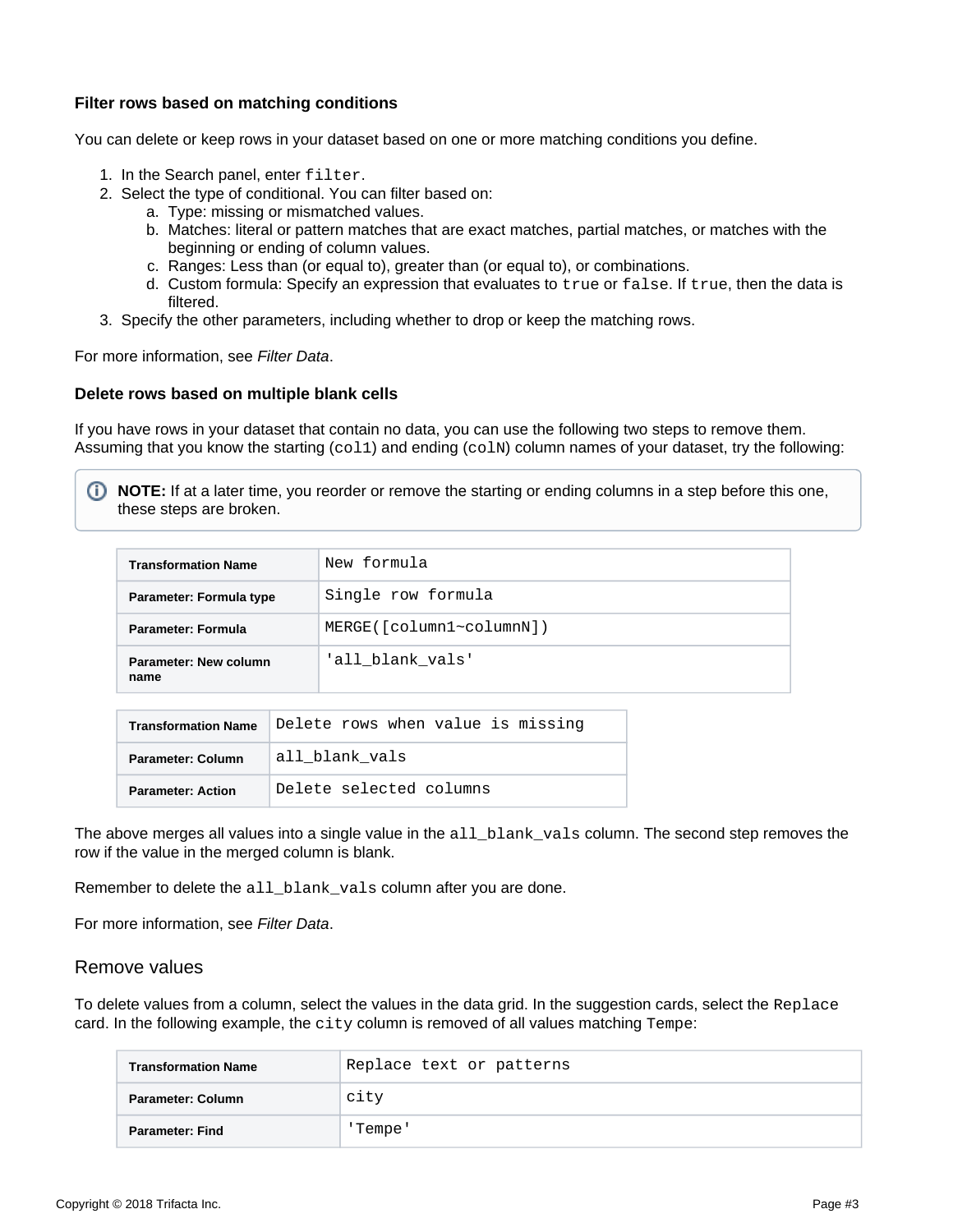### Filter rows based on matching conditions

You can delete or keep rows in your dataset based on one or more matching conditions you define.

1. In the Search panel, enter `filter`.
2. Select the type of conditional. You can filter based on:
   a. Type: missing or mismatched values.
   b. Matches: literal or pattern matches that are exact matches, partial matches, or matches with the beginning or ending of column values.
   c. Ranges: Less than (or equal to), greater than (or equal to), or combinations.
   d. Custom formula: Specify an expression that evaluates to `true` or `false`. If `true`, then the data is filtered.
3. Specify the other parameters, including whether to drop or keep the matching rows.

For more information, see *Filter Data*.

### Delete rows based on multiple blank cells

If you have rows in your dataset that contain no data, you can use the following two steps to remove them. Assuming that you know the starting (`col1`) and ending (`colN`) column names of your dataset, try the following:

> **NOTE:** If at a later time, you reorder or remove the starting or ending columns in a step before this one, these steps are broken.

| Transformation Name | `New formula` |
| --- | --- |
| Parameter: Formula type | `Single row formula` |
| Parameter: Formula | `MERGE([column1~columnN])` |
| Parameter: New column name | `'all_blank_vals'` |

| Transformation Name | `Delete rows when value is missing` |
| --- | --- |
| Parameter: Column | `all_blank_vals` |
| Parameter: Action | `Delete selected columns` |

The above merges all values into a single value in the `all_blank_vals` column. The second step removes the row if the value in the merged column is blank.

Remember to delete the `all_blank_vals` column after you are done.

For more information, see *Filter Data*.

## Remove values

To delete values from a column, select the values in the data grid. In the suggestion cards, select the `Replace` card. In the following example, the `city` column is removed of all values matching `Tempe`:

| Transformation Name | `Replace text or patterns` |
| --- | --- |
| Parameter: Column | `city` |
| Parameter: Find | `'Tempe'` |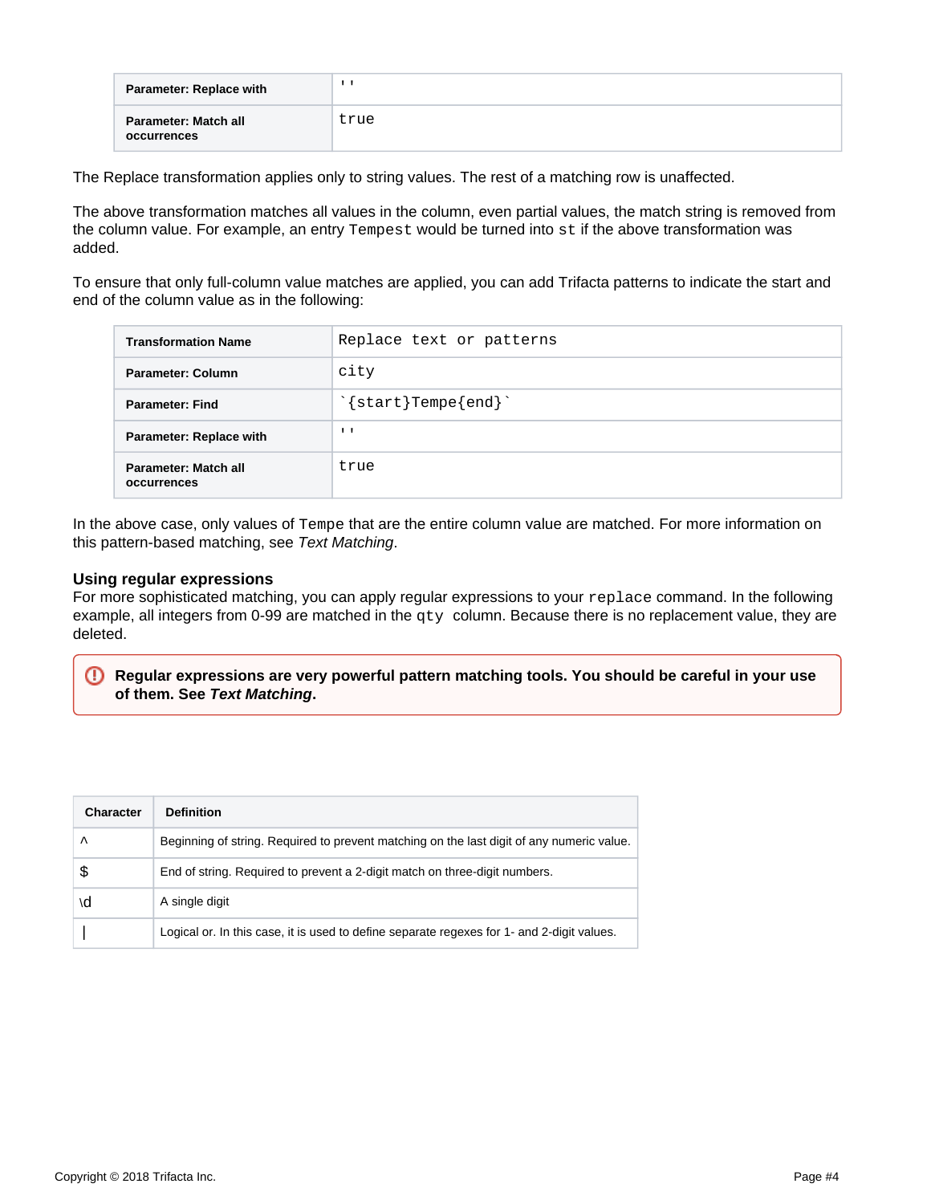| | |
|---|---|
| **Parameter: Replace with** | `''` |
| **Parameter: Match all occurrences** | `true` |

The Replace transformation applies only to string values. The rest of a matching row is unaffected.

The above transformation matches all values in the column, even partial values, the match string is removed from the column value. For example, an entry `Tempest` would be turned into `st` if the above transformation was added.

To ensure that only full-column value matches are applied, you can add Trifacta patterns to indicate the start and end of the column value as in the following:

| | |
|---|---|
| **Transformation Name** | `Replace text or patterns` |
| **Parameter: Column** | `city` |
| **Parameter: Find** | `` `{start}Tempe{end}` `` |
| **Parameter: Replace with** | `''` |
| **Parameter: Match all occurrences** | `true` |

In the above case, only values of `Tempe` that are the entire column value are matched. For more information on this pattern-based matching, see *Text Matching*.

### Using regular expressions

For more sophisticated matching, you can apply regular expressions to your `replace` command. In the following example, all integers from 0-99 are matched in the `qty` column. Because there is no replacement value, they are deleted.

**Regular expressions are very powerful pattern matching tools. You should be careful in your use of them. See *Text Matching*.**

| Character | Definition |
|---|---|
| ^ | Beginning of string. Required to prevent matching on the last digit of any numeric value. |
| $ | End of string. Required to prevent a 2-digit match on three-digit numbers. |
| \d | A single digit |
| \| | Logical or. In this case, it is used to define separate regexes for 1- and 2-digit values. |

Copyright © 2018 Trifacta Inc.